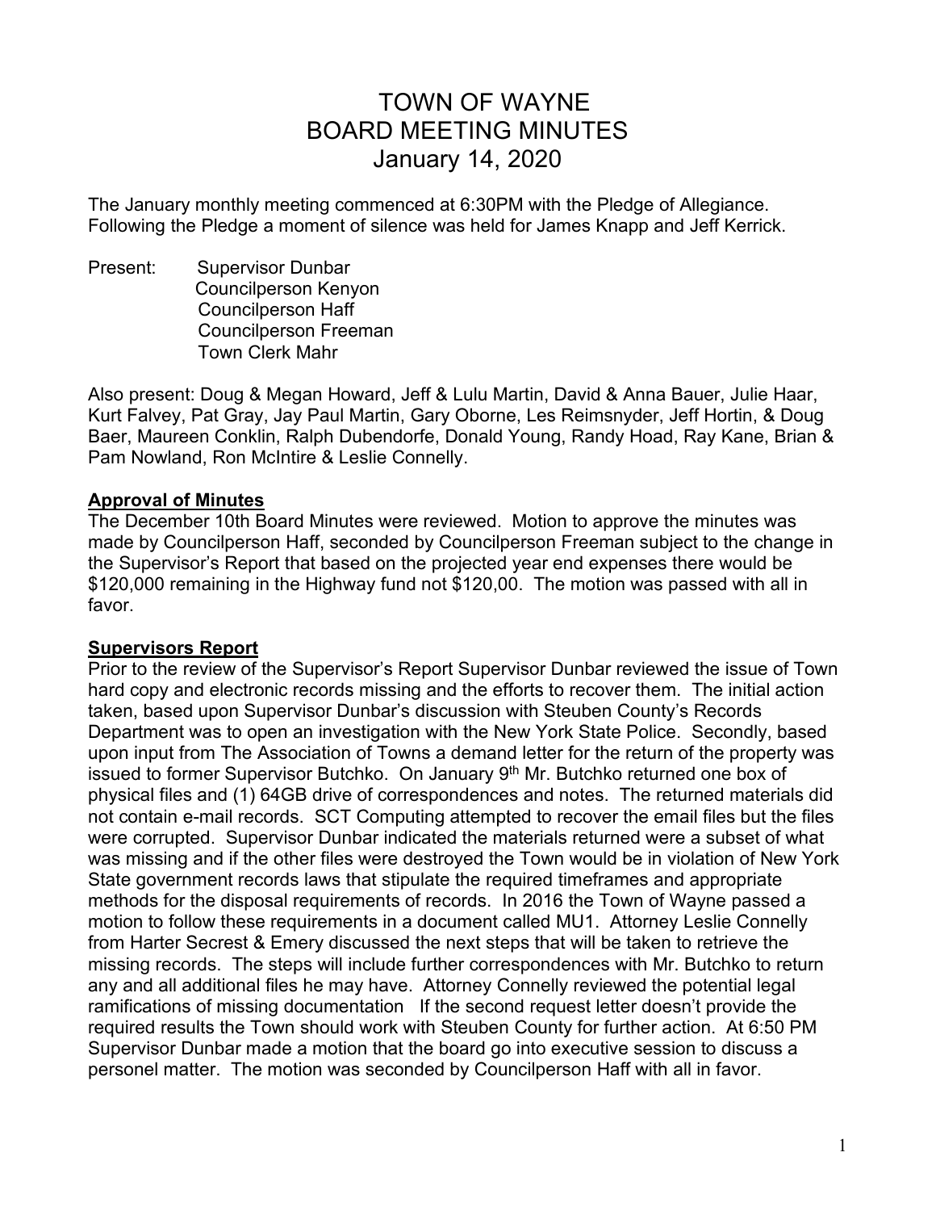# TOWN OF WAYNE
# BOARD MEETING MINUTES
# January 14, 2020

The January monthly meeting commenced at 6:30PM with the Pledge of Allegiance. Following the Pledge a moment of silence was held for James Knapp and Jeff Kerrick.

Present: Supervisor Dunbar
Councilperson Kenyon
Councilperson Haff
Councilperson Freeman
Town Clerk Mahr

Also present: Doug & Megan Howard, Jeff & Lulu Martin, David & Anna Bauer, Julie Haar, Kurt Falvey, Pat Gray, Jay Paul Martin, Gary Oborne, Les Reimsnyder, Jeff Hortin, & Doug Baer, Maureen Conklin, Ralph Dubendorfe, Donald Young, Randy Hoad, Ray Kane, Brian & Pam Nowland, Ron McIntire & Leslie Connelly.

**Approval of Minutes**

The December 10th Board Minutes were reviewed. Motion to approve the minutes was made by Councilperson Haff, seconded by Councilperson Freeman subject to the change in the Supervisor's Report that based on the projected year end expenses there would be $120,000 remaining in the Highway fund not $120,00. The motion was passed with all in favor.

**Supervisors Report**

Prior to the review of the Supervisor's Report Supervisor Dunbar reviewed the issue of Town hard copy and electronic records missing and the efforts to recover them. The initial action taken, based upon Supervisor Dunbar's discussion with Steuben County's Records Department was to open an investigation with the New York State Police. Secondly, based upon input from The Association of Towns a demand letter for the return of the property was issued to former Supervisor Butchko. On January 9th Mr. Butchko returned one box of physical files and (1) 64GB drive of correspondences and notes. The returned materials did not contain e-mail records. SCT Computing attempted to recover the email files but the files were corrupted. Supervisor Dunbar indicated the materials returned were a subset of what was missing and if the other files were destroyed the Town would be in violation of New York State government records laws that stipulate the required timeframes and appropriate methods for the disposal requirements of records. In 2016 the Town of Wayne passed a motion to follow these requirements in a document called MU1. Attorney Leslie Connelly from Harter Secrest & Emery discussed the next steps that will be taken to retrieve the missing records. The steps will include further correspondences with Mr. Butchko to return any and all additional files he may have. Attorney Connelly reviewed the potential legal ramifications of missing documentation If the second request letter doesn't provide the required results the Town should work with Steuben County for further action. At 6:50 PM Supervisor Dunbar made a motion that the board go into executive session to discuss a personel matter. The motion was seconded by Councilperson Haff with all in favor.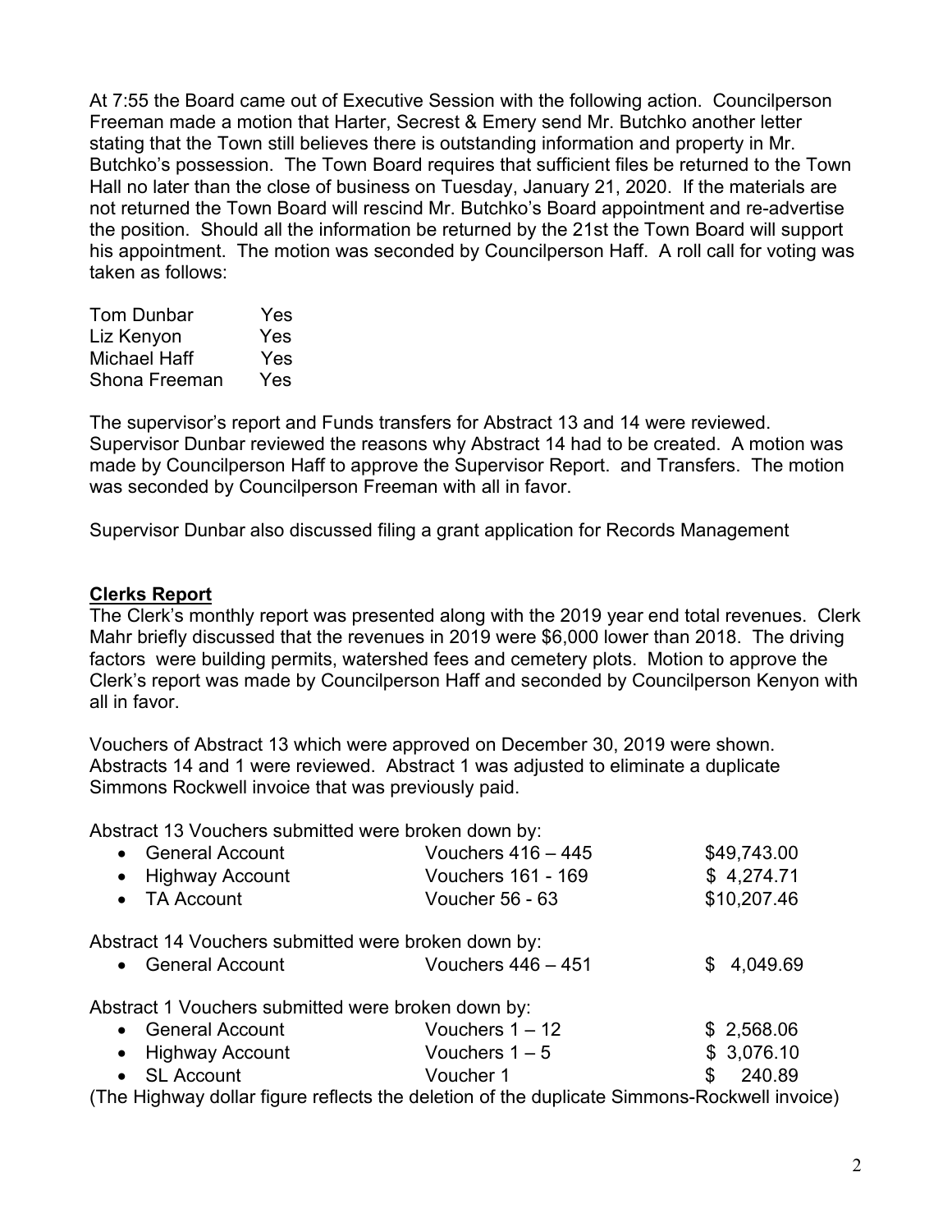At 7:55 the Board came out of Executive Session with the following action. Councilperson Freeman made a motion that Harter, Secrest & Emery send Mr. Butchko another letter stating that the Town still believes there is outstanding information and property in Mr. Butchko's possession. The Town Board requires that sufficient files be returned to the Town Hall no later than the close of business on Tuesday, January 21, 2020. If the materials are not returned the Town Board will rescind Mr. Butchko's Board appointment and re-advertise the position. Should all the information be returned by the 21st the Town Board will support his appointment. The motion was seconded by Councilperson Haff. A roll call for voting was taken as follows:

| | |
|---|---|
| Tom Dunbar | Yes |
| Liz Kenyon | Yes |
| Michael Haff | Yes |
| Shona Freeman | Yes |

The supervisor's report and Funds transfers for Abstract 13 and 14 were reviewed. Supervisor Dunbar reviewed the reasons why Abstract 14 had to be created. A motion was made by Councilperson Haff to approve the Supervisor Report. and Transfers. The motion was seconded by Councilperson Freeman with all in favor.

Supervisor Dunbar also discussed filing a grant application for Records Management

**Clerks Report**

The Clerk's monthly report was presented along with the 2019 year end total revenues. Clerk Mahr briefly discussed that the revenues in 2019 were $6,000 lower than 2018. The driving factors were building permits, watershed fees and cemetery plots. Motion to approve the Clerk's report was made by Councilperson Haff and seconded by Councilperson Kenyon with all in favor.

Vouchers of Abstract 13 which were approved on December 30, 2019 were shown. Abstracts 14 and 1 were reviewed. Abstract 1 was adjusted to eliminate a duplicate Simmons Rockwell invoice that was previously paid.

Abstract 13 Vouchers submitted were broken down by:

- General Account — Vouchers 416 – 445 — $49,743.00
- Highway Account — Vouchers 161 - 169 — $ 4,274.71
- TA Account — Voucher 56 - 63 — $10,207.46

Abstract 14 Vouchers submitted were broken down by:

- General Account — Vouchers 446 – 451 — $ 4,049.69

Abstract 1 Vouchers submitted were broken down by:

- General Account — Vouchers 1 – 12 — $ 2,568.06
- Highway Account — Vouchers 1 – 5 — $ 3,076.10
- SL Account — Voucher 1 — $ 240.89

(The Highway dollar figure reflects the deletion of the duplicate Simmons-Rockwell invoice)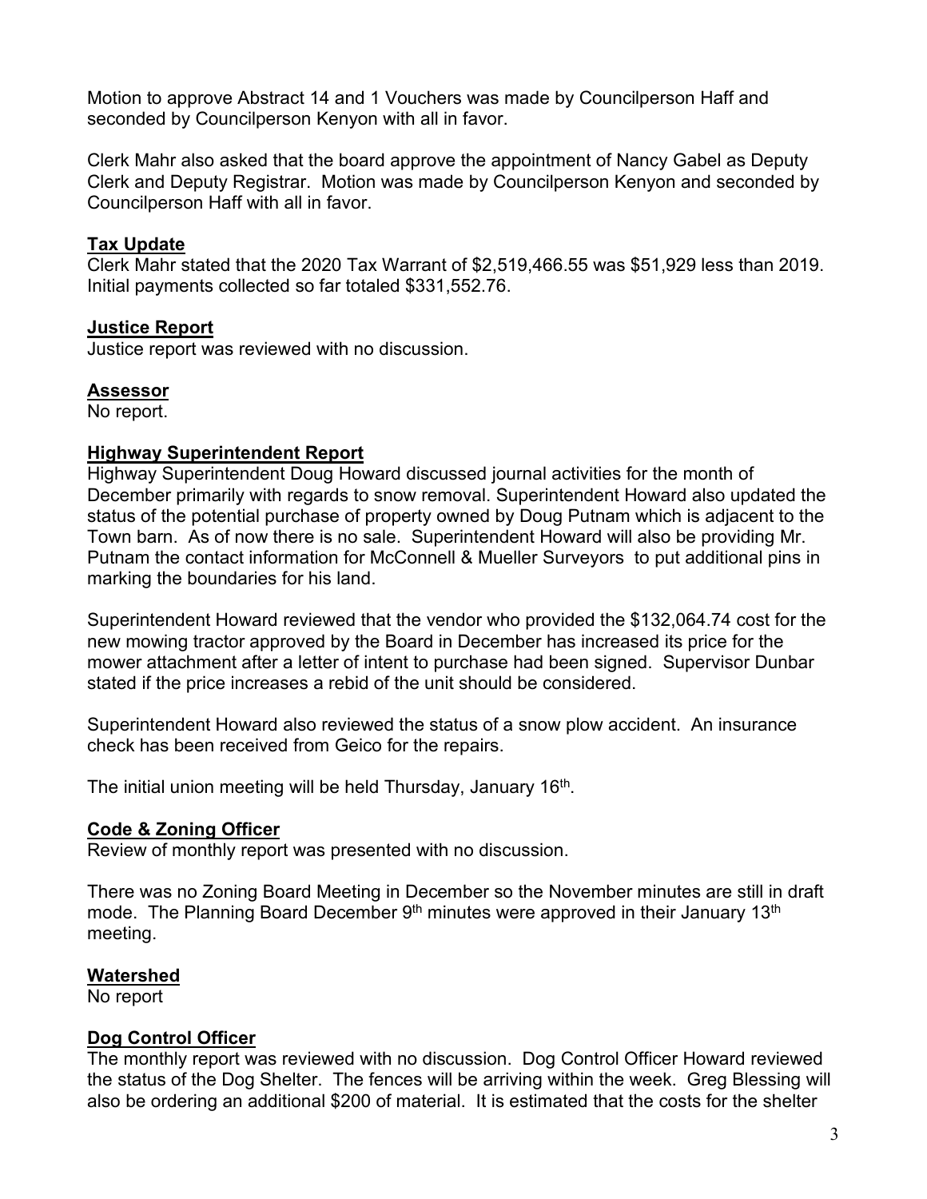Motion to approve Abstract 14 and 1 Vouchers was made by Councilperson Haff and seconded by Councilperson Kenyon with all in favor.

Clerk Mahr also asked that the board approve the appointment of Nancy Gabel as Deputy Clerk and Deputy Registrar. Motion was made by Councilperson Kenyon and seconded by Councilperson Haff with all in favor.

**Tax Update**

Clerk Mahr stated that the 2020 Tax Warrant of $2,519,466.55 was $51,929 less than 2019. Initial payments collected so far totaled $331,552.76.

**Justice Report**

Justice report was reviewed with no discussion.

**Assessor**

No report.

**Highway Superintendent Report**

Highway Superintendent Doug Howard discussed journal activities for the month of December primarily with regards to snow removal. Superintendent Howard also updated the status of the potential purchase of property owned by Doug Putnam which is adjacent to the Town barn. As of now there is no sale. Superintendent Howard will also be providing Mr. Putnam the contact information for McConnell & Mueller Surveyors to put additional pins in marking the boundaries for his land.

Superintendent Howard reviewed that the vendor who provided the $132,064.74 cost for the new mowing tractor approved by the Board in December has increased its price for the mower attachment after a letter of intent to purchase had been signed. Supervisor Dunbar stated if the price increases a rebid of the unit should be considered.

Superintendent Howard also reviewed the status of a snow plow accident. An insurance check has been received from Geico for the repairs.

The initial union meeting will be held Thursday, January 16th.

**Code & Zoning Officer**

Review of monthly report was presented with no discussion.

There was no Zoning Board Meeting in December so the November minutes are still in draft mode. The Planning Board December 9th minutes were approved in their January 13th meeting.

**Watershed**

No report

**Dog Control Officer**

The monthly report was reviewed with no discussion. Dog Control Officer Howard reviewed the status of the Dog Shelter. The fences will be arriving within the week. Greg Blessing will also be ordering an additional $200 of material. It is estimated that the costs for the shelter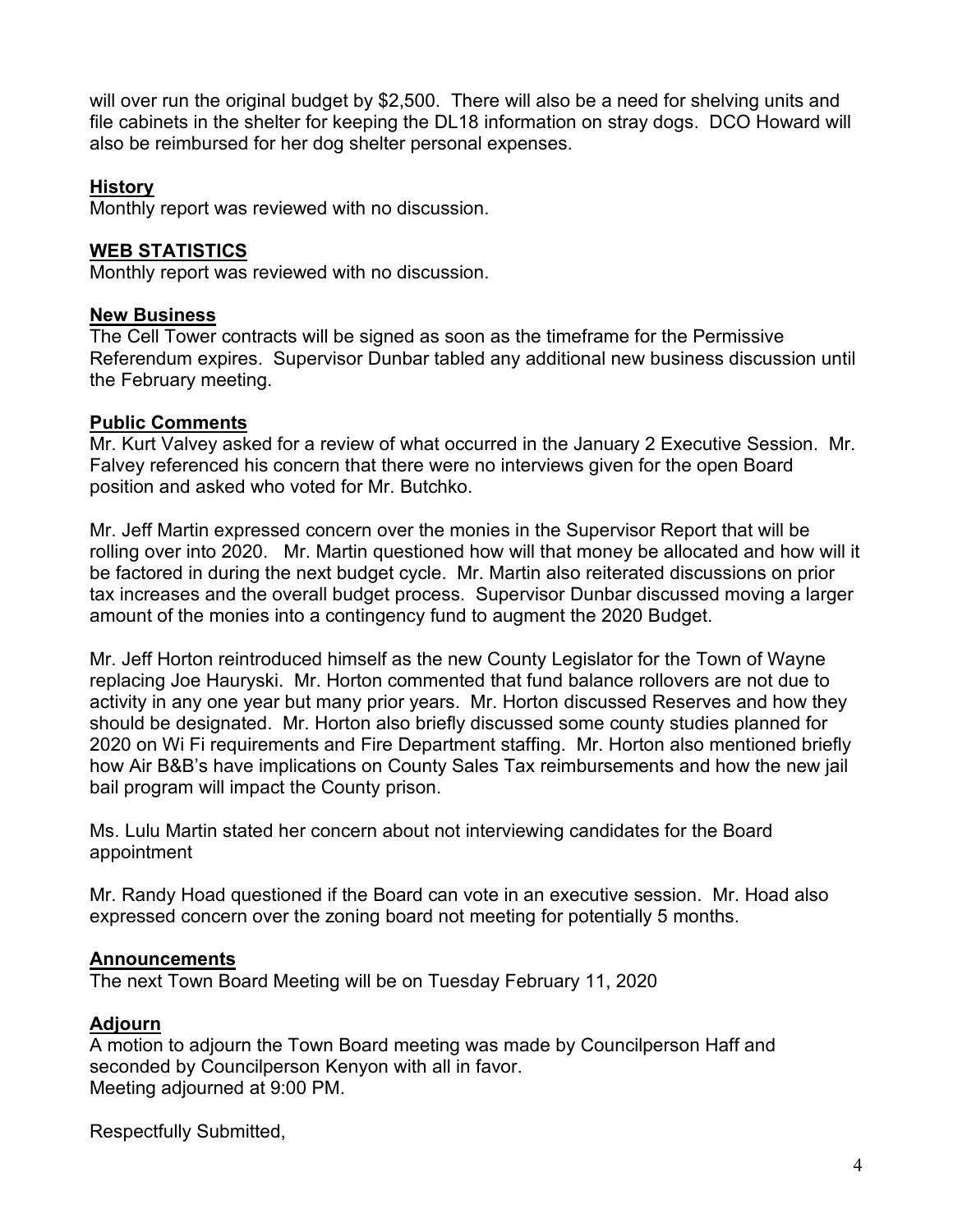will over run the original budget by $2,500. There will also be a need for shelving units and file cabinets in the shelter for keeping the DL18 information on stray dogs. DCO Howard will also be reimbursed for her dog shelter personal expenses.

## History

Monthly report was reviewed with no discussion.

## WEB STATISTICS

Monthly report was reviewed with no discussion.

## New Business

The Cell Tower contracts will be signed as soon as the timeframe for the Permissive Referendum expires. Supervisor Dunbar tabled any additional new business discussion until the February meeting.

## Public Comments

Mr. Kurt Valvey asked for a review of what occurred in the January 2 Executive Session. Mr. Falvey referenced his concern that there were no interviews given for the open Board position and asked who voted for Mr. Butchko.

Mr. Jeff Martin expressed concern over the monies in the Supervisor Report that will be rolling over into 2020. Mr. Martin questioned how will that money be allocated and how will it be factored in during the next budget cycle. Mr. Martin also reiterated discussions on prior tax increases and the overall budget process. Supervisor Dunbar discussed moving a larger amount of the monies into a contingency fund to augment the 2020 Budget.

Mr. Jeff Horton reintroduced himself as the new County Legislator for the Town of Wayne replacing Joe Hauryski. Mr. Horton commented that fund balance rollovers are not due to activity in any one year but many prior years. Mr. Horton discussed Reserves and how they should be designated. Mr. Horton also briefly discussed some county studies planned for 2020 on Wi Fi requirements and Fire Department staffing. Mr. Horton also mentioned briefly how Air B&B's have implications on County Sales Tax reimbursements and how the new jail bail program will impact the County prison.

Ms. Lulu Martin stated her concern about not interviewing candidates for the Board appointment

Mr. Randy Hoad questioned if the Board can vote in an executive session. Mr. Hoad also expressed concern over the zoning board not meeting for potentially 5 months.

## Announcements

The next Town Board Meeting will be on Tuesday February 11, 2020

## Adjourn

A motion to adjourn the Town Board meeting was made by Councilperson Haff and seconded by Councilperson Kenyon with all in favor.
Meeting adjourned at 9:00 PM.

Respectfully Submitted,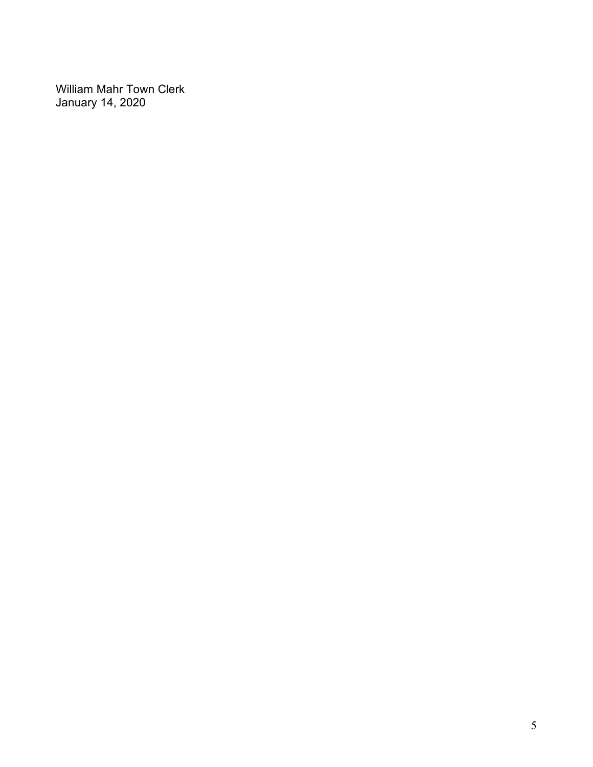William Mahr Town Clerk
January 14, 2020